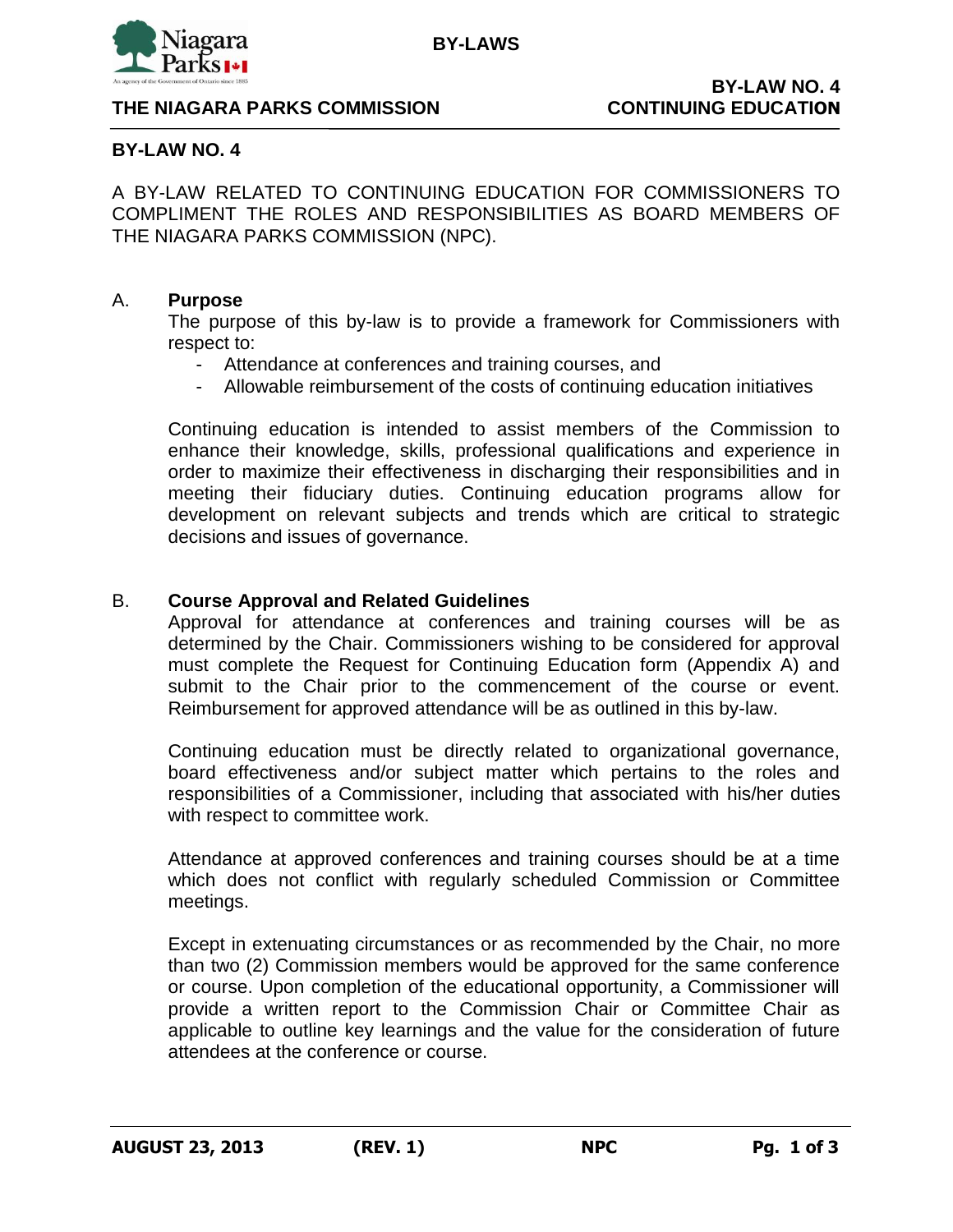## BY-LAW NO. 4

A BY-LAW RELATED TO CONTINUING EDUCATION FOR COMMISSIONERS TO COMPLIMENT THE ROLES AND RESPONSIBILITIES AS BOARD MEMBERS OF THE NIAGARA PARKS COMMISSION (NPC).

### A. Purpose

The purpose of this by-law is to provide a framework for Commissioners with respect to:

- Attendance at conferences and training courses, and
- Allowable reimbursement of the costs of continuing education initiatives

Continuing education is intended to assist members of the Commission to enhance their knowledge, skills, professional qualifications and experience in order to maximize their effectiveness in discharging their responsibilities and in meeting their fiduciary duties. Continuing education programs allow for development on relevant subjects and trends which are critical to strategic decisions and issues of governance.

### B. Course Approval and Related Guidelines

Approval for attendance at conferences and training courses will be as determined by the Chair. Commissioners wishing to be considered for approval must complete the Request for Continuing Education form (Appendix A) and submit to the Chair prior to the commencement of the course or event. Reimbursement for approved attendance will be as outlined in this by-law.

Continuing education must be directly related to organizational governance, board effectiveness and/or subject matter which pertains to the roles and responsibilities of a Commissioner, including that associated with his/her duties with respect to committee work.

Attendance at approved conferences and training courses should be at a time which does not conflict with regularly scheduled Commission or Committee meetings.

Except in extenuating circumstances or as recommended by the Chair, no more than two (2) Commission members would be approved for the same conference or course. Upon completion of the educational opportunity, a Commissioner will provide a written report to the Commission Chair or Committee Chair as applicable to outline key learnings and the value for the consideration of future attendees at the conference or course.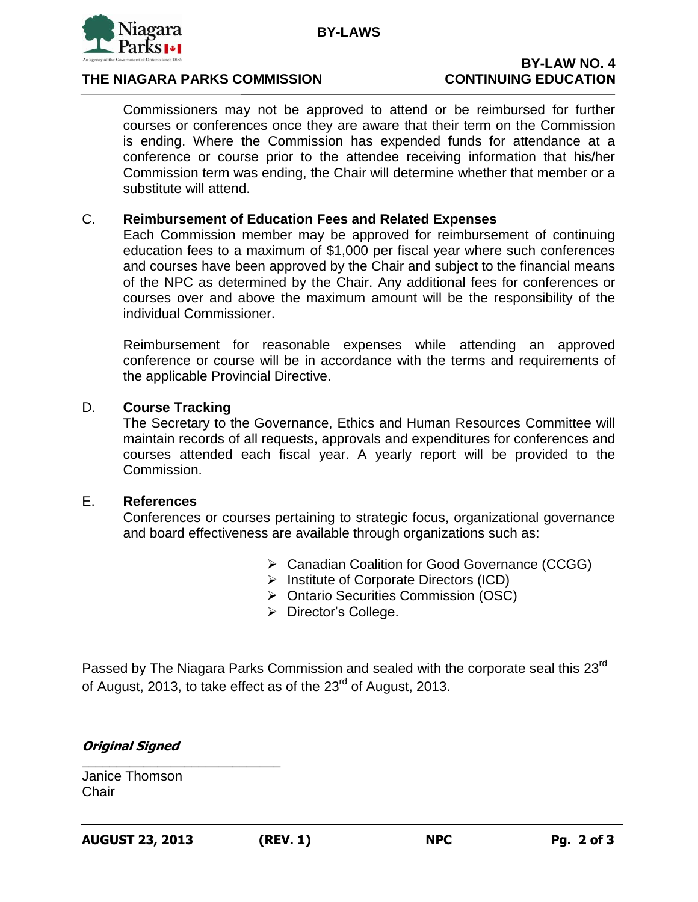Commissioners may not be approved to attend or be reimbursed for further courses or conferences once they are aware that their term on the Commission is ending. Where the Commission has expended funds for attendance at a conference or course prior to the attendee receiving information that his/her Commission term was ending, the Chair will determine whether that member or a substitute will attend.

## C. Reimbursement of Education Fees and Related Expenses

Each Commission member may be approved for reimbursement of continuing education fees to a maximum of $1,000 per fiscal year where such conferences and courses have been approved by the Chair and subject to the financial means of the NPC as determined by the Chair. Any additional fees for conferences or courses over and above the maximum amount will be the responsibility of the individual Commissioner.

Reimbursement for reasonable expenses while attending an approved conference or course will be in accordance with the terms and requirements of the applicable Provincial Directive.

## D. Course Tracking

The Secretary to the Governance, Ethics and Human Resources Committee will maintain records of all requests, approvals and expenditures for conferences and courses attended each fiscal year. A yearly report will be provided to the Commission.

## E. References

Conferences or courses pertaining to strategic focus, organizational governance and board effectiveness are available through organizations such as:

- Canadian Coalition for Good Governance (CCGG)
- Institute of Corporate Directors (ICD)
- Ontario Securities Commission (OSC)
- Director's College.

Passed by The Niagara Parks Commission and sealed with the corporate seal this 23rd of August, 2013, to take effect as of the 23rd of August, 2013.

***Original Signed***

Janice Thomson
Chair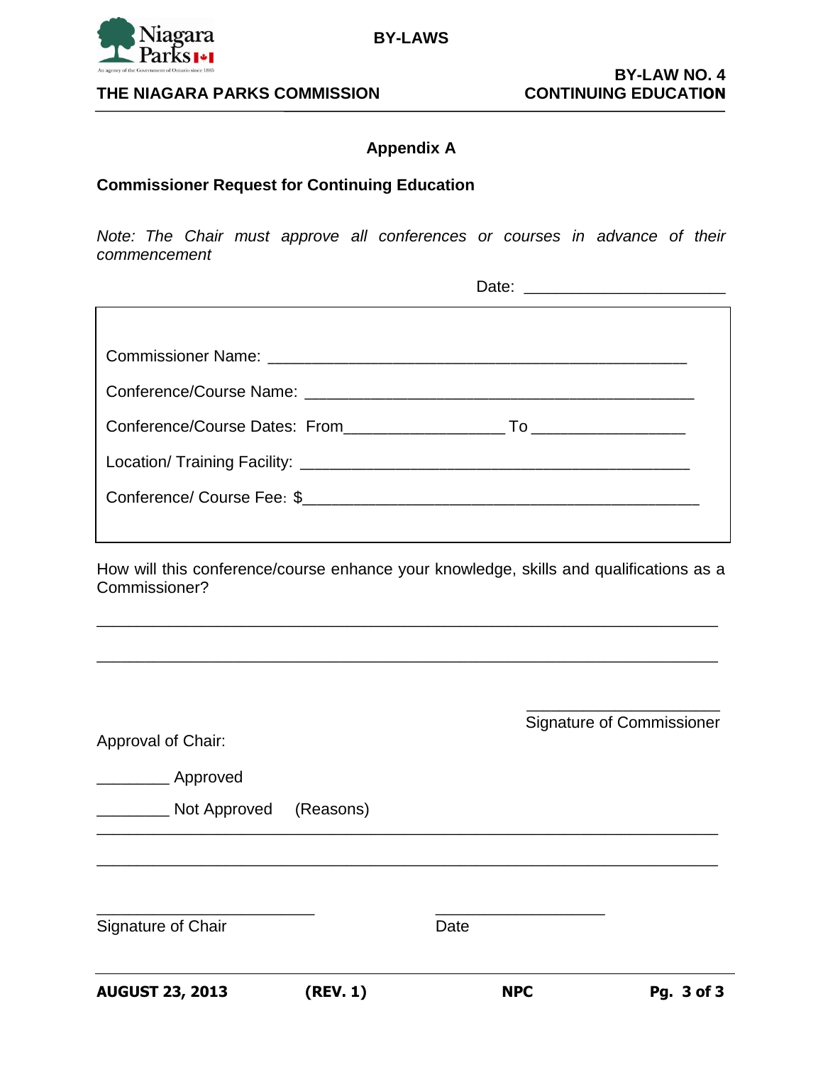## Appendix A

### Commissioner Request for Continuing Education

*Note: The Chair must approve all conferences or courses in advance of their commencement*

Date: ______________________

Commissioner Name: _______________________________________________

Conference/Course Name: ___________________________________________

Conference/Course Dates: From_________________ To _________________

Location/ Training Facility: __________________________________________

Conference/ Course Fee: $___________________________________________

How will this conference/course enhance your knowledge, skills and qualifications as a Commissioner?

______________________________________________________________________

______________________________________________________________________

______________________
Signature of Commissioner

Approval of Chair:

________ Approved

________ Not Approved (Reasons)

______________________________________________________________________

______________________________________________________________________

________________________ ___________________
Signature of Chair Date